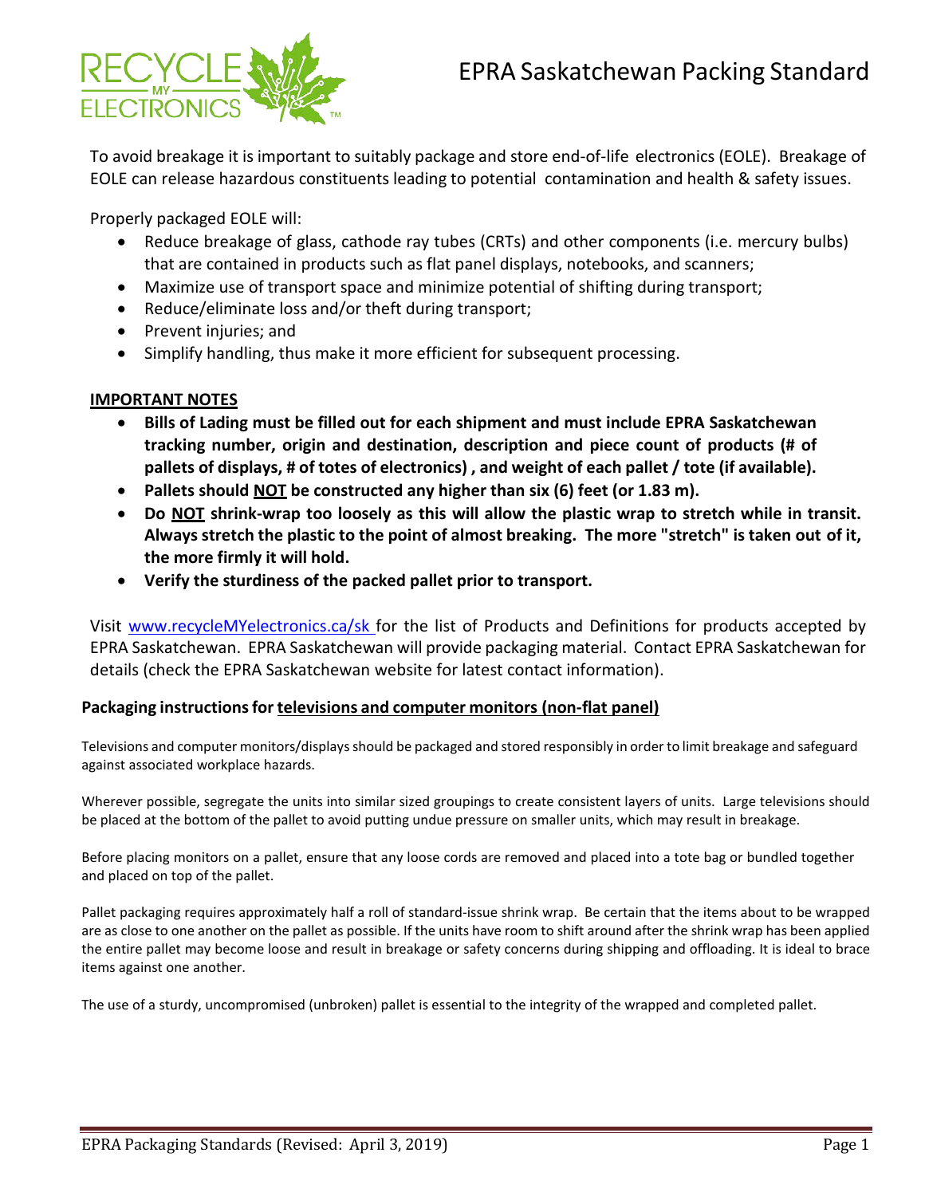# EPRA Saskatchewan Packing Standard

To avoid breakage it is important to suitably package and store end-of-life electronics (EOLE). Breakage of EOLE can release hazardous constituents leading to potential contamination and health & safety issues.

Properly packaged EOLE will:

- Reduce breakage of glass, cathode ray tubes (CRTs) and other components (i.e. mercury bulbs) that are contained in products such as flat panel displays, notebooks, and scanners;
- Maximize use of transport space and minimize potential of shifting during transport;
- Reduce/eliminate loss and/or theft during transport;
- Prevent injuries; and
- Simplify handling, thus make it more efficient for subsequent processing.

**IMPORTANT NOTES**

- **Bills of Lading must be filled out for each shipment and must include EPRA Saskatchewan tracking number, origin and destination, description and piece count of products (# of pallets of displays, # of totes of electronics) , and weight of each pallet / tote (if available).**
- **Pallets should NOT be constructed any higher than six (6) feet (or 1.83 m).**
- **Do NOT shrink-wrap too loosely as this will allow the plastic wrap to stretch while in transit. Always stretch the plastic to the point of almost breaking. The more "stretch" is taken out of it, the more firmly it will hold.**
- **Verify the sturdiness of the packed pallet prior to transport.**

Visit www.recycleMYelectronics.ca/sk for the list of Products and Definitions for products accepted by EPRA Saskatchewan. EPRA Saskatchewan will provide packaging material. Contact EPRA Saskatchewan for details (check the EPRA Saskatchewan website for latest contact information).

## Packaging instructions for televisions and computer monitors (non-flat panel)

Televisions and computer monitors/displays should be packaged and stored responsibly in order to limit breakage and safeguard against associated workplace hazards.

Wherever possible, segregate the units into similar sized groupings to create consistent layers of units. Large televisions should be placed at the bottom of the pallet to avoid putting undue pressure on smaller units, which may result in breakage.

Before placing monitors on a pallet, ensure that any loose cords are removed and placed into a tote bag or bundled together and placed on top of the pallet.

Pallet packaging requires approximately half a roll of standard-issue shrink wrap. Be certain that the items about to be wrapped are as close to one another on the pallet as possible. If the units have room to shift around after the shrink wrap has been applied the entire pallet may become loose and result in breakage or safety concerns during shipping and offloading. It is ideal to brace items against one another.

The use of a sturdy, uncompromised (unbroken) pallet is essential to the integrity of the wrapped and completed pallet.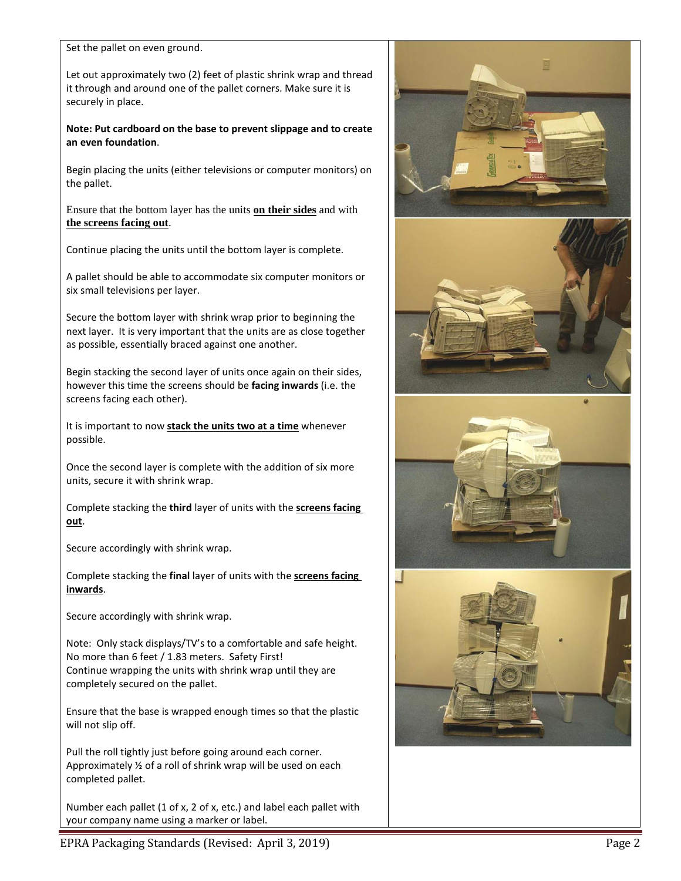Set the pallet on even ground.

Let out approximately two (2) feet of plastic shrink wrap and thread it through and around one of the pallet corners. Make sure it is securely in place.

**Note: Put cardboard on the base to prevent slippage and to create an even foundation**.

Begin placing the units (either televisions or computer monitors) on the pallet.

Ensure that the bottom layer has the units **on their sides** and with **the screens facing out**.

Continue placing the units until the bottom layer is complete.

A pallet should be able to accommodate six computer monitors or six small televisions per layer.

Secure the bottom layer with shrink wrap prior to beginning the next layer. It is very important that the units are as close together as possible, essentially braced against one another.

Begin stacking the second layer of units once again on their sides, however this time the screens should be **facing inwards** (i.e. the screens facing each other).

It is important to now **stack the units two at a time** whenever possible.

Once the second layer is complete with the addition of six more units, secure it with shrink wrap.

Complete stacking the **third** layer of units with the **screens facing out**.

Secure accordingly with shrink wrap.

Complete stacking the **final** layer of units with the **screens facing inwards**.

Secure accordingly with shrink wrap.

Note: Only stack displays/TV's to a comfortable and safe height. No more than 6 feet / 1.83 meters. Safety First!
Continue wrapping the units with shrink wrap until they are completely secured on the pallet.

Ensure that the base is wrapped enough times so that the plastic will not slip off.

Pull the roll tightly just before going around each corner. Approximately ½ of a roll of shrink wrap will be used on each completed pallet.

Number each pallet (1 of x, 2 of x, etc.) and label each pallet with your company name using a marker or label.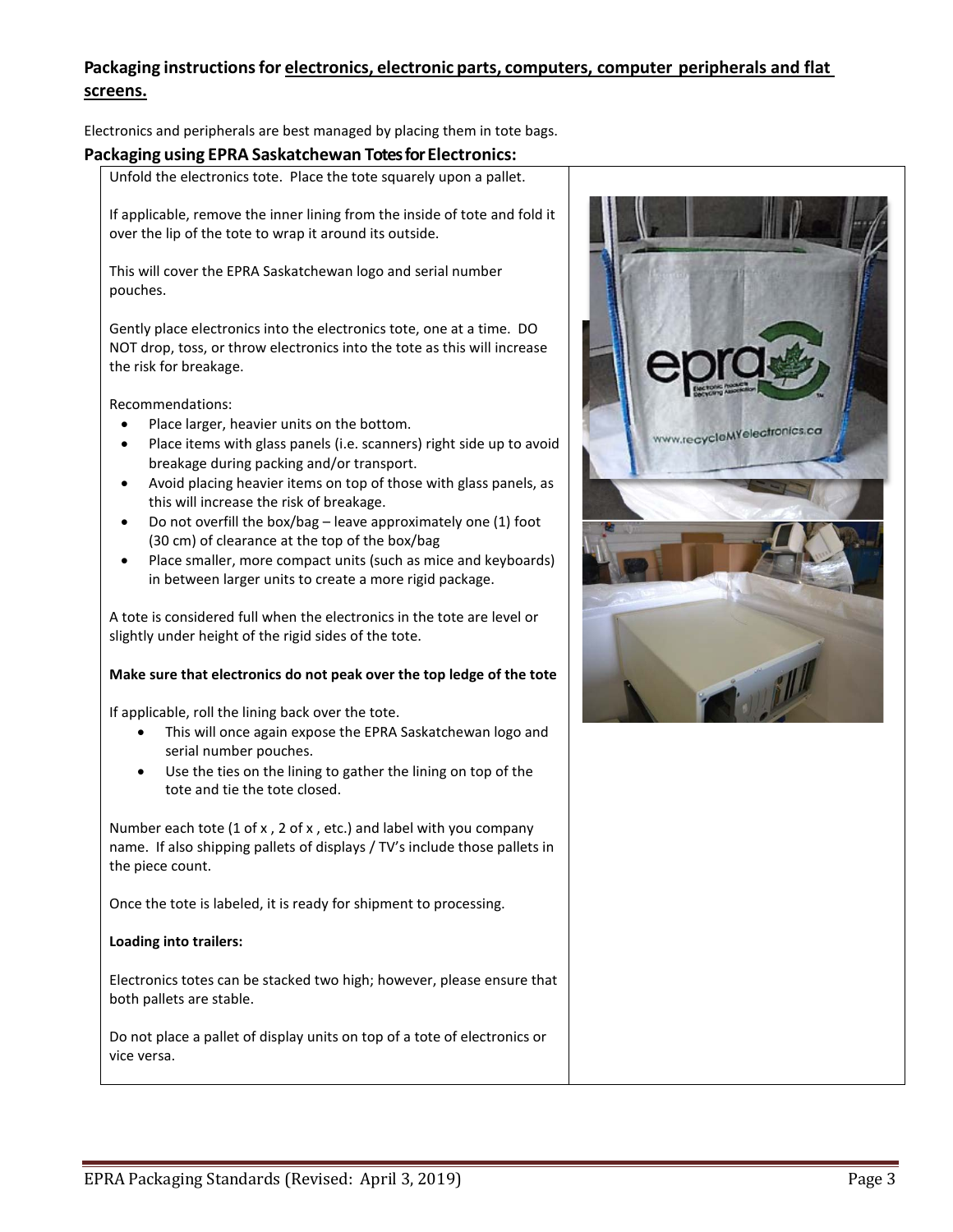## Packaging instructions for electronics, electronic parts, computers, computer peripherals and flat screens.

Electronics and peripherals are best managed by placing them in tote bags.

### Packaging using EPRA Saskatchewan Totes for Electronics:

Unfold the electronics tote. Place the tote squarely upon a pallet.

If applicable, remove the inner lining from the inside of tote and fold it over the lip of the tote to wrap it around its outside.

This will cover the EPRA Saskatchewan logo and serial number pouches.

Gently place electronics into the electronics tote, one at a time. DO NOT drop, toss, or throw electronics into the tote as this will increase the risk for breakage.

Recommendations:

- Place larger, heavier units on the bottom.
- Place items with glass panels (i.e. scanners) right side up to avoid breakage during packing and/or transport.
- Avoid placing heavier items on top of those with glass panels, as this will increase the risk of breakage.
- Do not overfill the box/bag – leave approximately one (1) foot (30 cm) of clearance at the top of the box/bag
- Place smaller, more compact units (such as mice and keyboards) in between larger units to create a more rigid package.

A tote is considered full when the electronics in the tote are level or slightly under height of the rigid sides of the tote.

**Make sure that electronics do not peak over the top ledge of the tote**

If applicable, roll the lining back over the tote.

- This will once again expose the EPRA Saskatchewan logo and serial number pouches.
- Use the ties on the lining to gather the lining on top of the tote and tie the tote closed.

Number each tote (1 of x , 2 of x , etc.) and label with you company name. If also shipping pallets of displays / TV's include those pallets in the piece count.

Once the tote is labeled, it is ready for shipment to processing.

**Loading into trailers:**

Electronics totes can be stacked two high; however, please ensure that both pallets are stable.

Do not place a pallet of display units on top of a tote of electronics or vice versa.